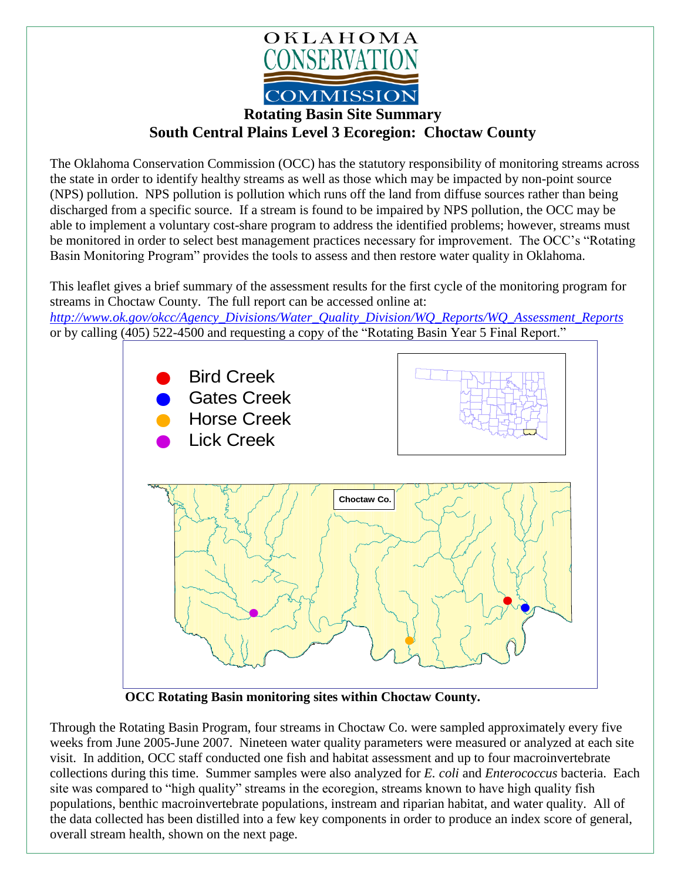OKLAHOMA CONSERVATION COMMISSION

# Rotating Basin Site Summary
## South Central Plains Level 3 Ecoregion: Choctaw County

The Oklahoma Conservation Commission (OCC) has the statutory responsibility of monitoring streams across the state in order to identify healthy streams as well as those which may be impacted by non-point source (NPS) pollution. NPS pollution is pollution which runs off the land from diffuse sources rather than being discharged from a specific source. If a stream is found to be impaired by NPS pollution, the OCC may be able to implement a voluntary cost-share program to address the identified problems; however, streams must be monitored in order to select best management practices necessary for improvement. The OCC's "Rotating Basin Monitoring Program" provides the tools to assess and then restore water quality in Oklahoma.

This leaflet gives a brief summary of the assessment results for the first cycle of the monitoring program for streams in Choctaw County. The full report can be accessed online at:
*http://www.ok.gov/okcc/Agency_Divisions/Water_Quality_Division/WQ_Reports/WQ_Assessment_Reports*
or by calling (405) 522-4500 and requesting a copy of the "Rotating Basin Year 5 Final Report."

- Bird Creek
- Gates Creek
- Horse Creek
- Lick Creek

Choctaw Co.

**OCC Rotating Basin monitoring sites within Choctaw County.**

Through the Rotating Basin Program, four streams in Choctaw Co. were sampled approximately every five weeks from June 2005-June 2007. Nineteen water quality parameters were measured or analyzed at each site visit. In addition, OCC staff conducted one fish and habitat assessment and up to four macroinvertebrate collections during this time. Summer samples were also analyzed for *E. coli* and *Enterococcus* bacteria. Each site was compared to "high quality" streams in the ecoregion, streams known to have high quality fish populations, benthic macroinvertebrate populations, instream and riparian habitat, and water quality. All of the data collected has been distilled into a few key components in order to produce an index score of general, overall stream health, shown on the next page.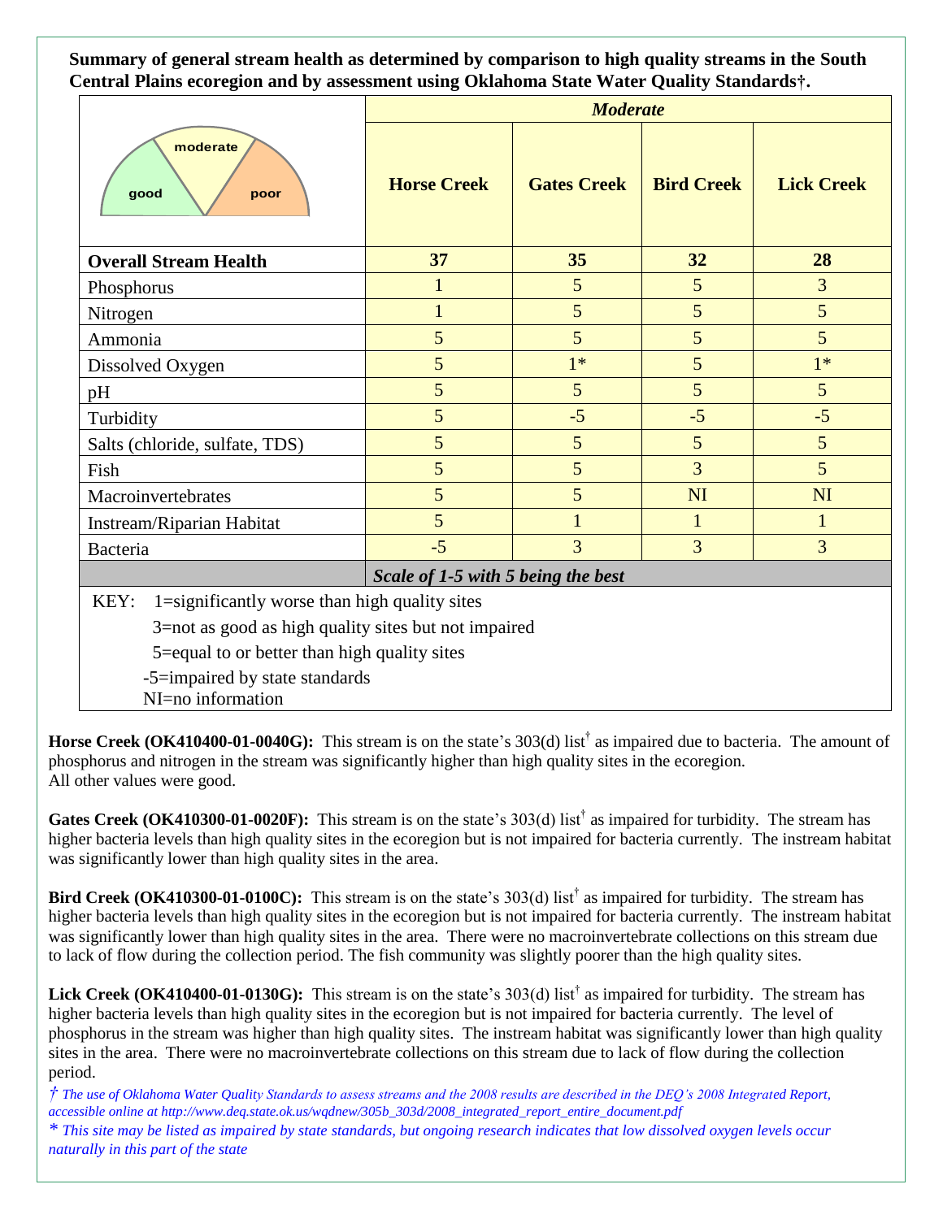**Summary of general stream health as determined by comparison to high quality streams in the South Central Plains ecoregion and by assessment using Oklahoma State Water Quality Standards†.**

| good / moderate / poor | *Moderate* | | | |
|---|---|---|---|---|
| | **Horse Creek** | **Gates Creek** | **Bird Creek** | **Lick Creek** |
| **Overall Stream Health** | **37** | **35** | **32** | **28** |
| Phosphorus | 1 | 5 | 5 | 3 |
| Nitrogen | 1 | 5 | 5 | 5 |
| Ammonia | 5 | 5 | 5 | 5 |
| Dissolved Oxygen | 5 | 1* | 5 | 1* |
| pH | 5 | 5 | 5 | 5 |
| Turbidity | 5 | -5 | -5 | -5 |
| Salts (chloride, sulfate, TDS) | 5 | 5 | 5 | 5 |
| Fish | 5 | 5 | 3 | 5 |
| Macroinvertebrates | 5 | 5 | NI | NI |
| Instream/Riparian Habitat | 5 | 1 | 1 | 1 |
| Bacteria | -5 | 3 | 3 | 3 |
| | ***Scale of 1-5 with 5 being the best*** | | | |

KEY:
- 1=significantly worse than high quality sites
- 3=not as good as high quality sites but not impaired
- 5=equal to or better than high quality sites
- -5=impaired by state standards
- NI=no information

**Horse Creek (OK410400-01-0040G):** This stream is on the state's 303(d) list† as impaired due to bacteria. The amount of phosphorus and nitrogen in the stream was significantly higher than high quality sites in the ecoregion. All other values were good.

**Gates Creek (OK410300-01-0020F):** This stream is on the state's 303(d) list† as impaired for turbidity. The stream has higher bacteria levels than high quality sites in the ecoregion but is not impaired for bacteria currently. The instream habitat was significantly lower than high quality sites in the area.

**Bird Creek (OK410300-01-0100C):** This stream is on the state's 303(d) list† as impaired for turbidity. The stream has higher bacteria levels than high quality sites in the ecoregion but is not impaired for bacteria currently. The instream habitat was significantly lower than high quality sites in the area. There were no macroinvertebrate collections on this stream due to lack of flow during the collection period. The fish community was slightly poorer than the high quality sites.

**Lick Creek (OK410400-01-0130G):** This stream is on the state's 303(d) list† as impaired for turbidity. The stream has higher bacteria levels than high quality sites in the ecoregion but is not impaired for bacteria currently. The level of phosphorus in the stream was higher than high quality sites. The instream habitat was significantly lower than high quality sites in the area. There were no macroinvertebrate collections on this stream due to lack of flow during the collection period.

*† The use of Oklahoma Water Quality Standards to assess streams and the 2008 results are described in the DEQ's 2008 Integrated Report, accessible online at http://www.deq.state.ok.us/wqdnew/305b_303d/2008_integrated_report_entire_document.pdf*

*\* This site may be listed as impaired by state standards, but ongoing research indicates that low dissolved oxygen levels occur naturally in this part of the state*